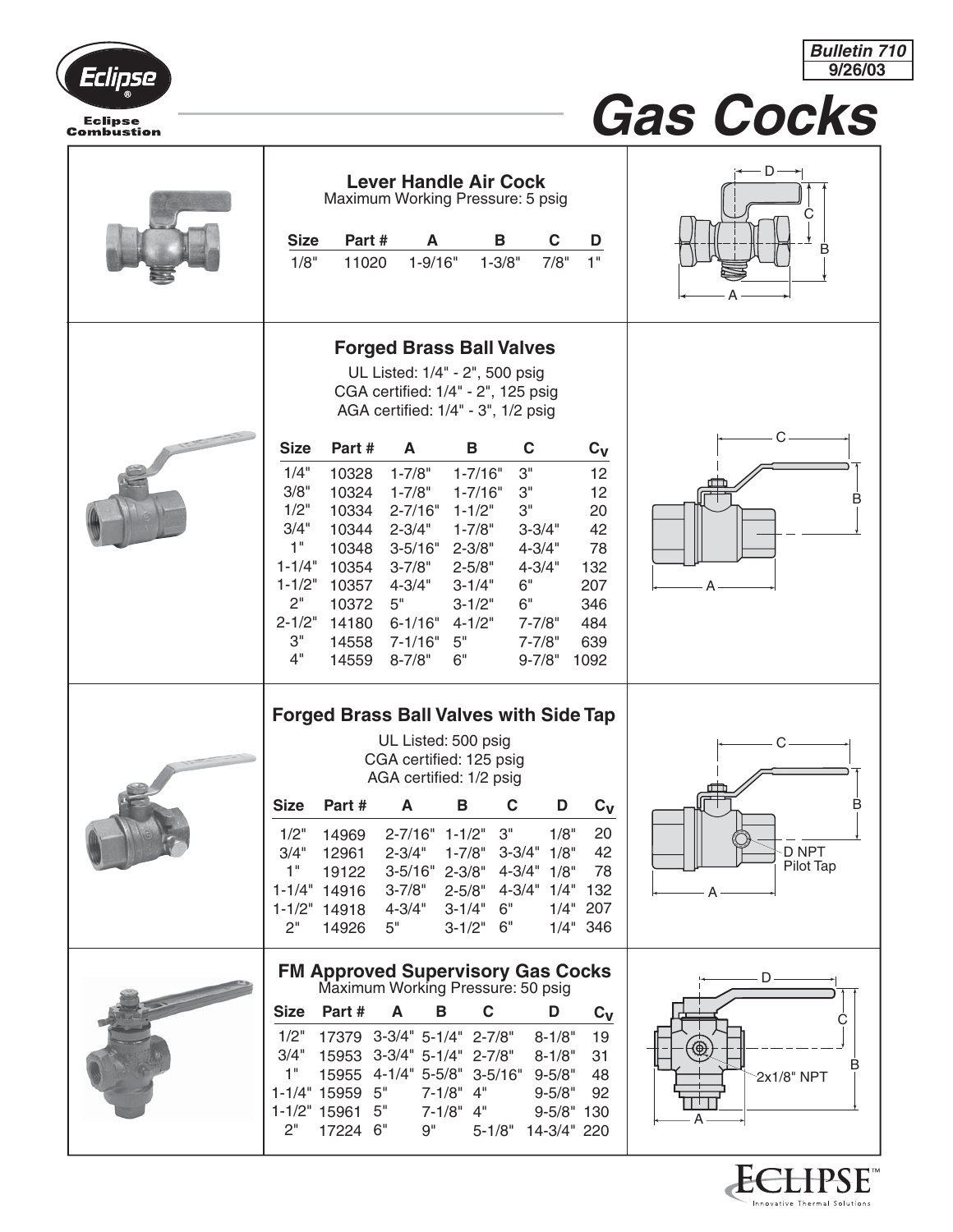Bulletin 710
9/26/03

# Gas Cocks

## Lever Handle Air Cock

Maximum Working Pressure: 5 psig

| Size | Part # | A | B | C | D |
|---|---|---|---|---|---|
| 1/8" | 11020 | 1-9/16" | 1-3/8" | 7/8" | 1" |

## Forged Brass Ball Valves

UL Listed: 1/4" - 2", 500 psig
CGA certified: 1/4" - 2", 125 psig
AGA certified: 1/4" - 3", 1/2 psig

| Size | Part # | A | B | C | $C_V$ |
|---|---|---|---|---|---|
| 1/4" | 10328 | 1-7/8" | 1-7/16" | 3" | 12 |
| 3/8" | 10324 | 1-7/8" | 1-7/16" | 3" | 12 |
| 1/2" | 10334 | 2-7/16" | 1-1/2" | 3" | 20 |
| 3/4" | 10344 | 2-3/4" | 1-7/8" | 3-3/4" | 42 |
| 1" | 10348 | 3-5/16" | 2-3/8" | 4-3/4" | 78 |
| 1-1/4" | 10354 | 3-7/8" | 2-5/8" | 4-3/4" | 132 |
| 1-1/2" | 10357 | 4-3/4" | 3-1/4" | 6" | 207 |
| 2" | 10372 | 5" | 3-1/2" | 6" | 346 |
| 2-1/2" | 14180 | 6-1/16" | 4-1/2" | 7-7/8" | 484 |
| 3" | 14558 | 7-1/16" | 5" | 7-7/8" | 639 |
| 4" | 14559 | 8-7/8" | 6" | 9-7/8" | 1092 |

## Forged Brass Ball Valves with Side Tap

UL Listed: 500 psig
CGA certified: 125 psig
AGA certified: 1/2 psig

| Size | Part # | A | B | C | D | $C_V$ |
|---|---|---|---|---|---|---|
| 1/2" | 14969 | 2-7/16" | 1-1/2" | 3" | 1/8" | 20 |
| 3/4" | 12961 | 2-3/4" | 1-7/8" | 3-3/4" | 1/8" | 42 |
| 1" | 19122 | 3-5/16" | 2-3/8" | 4-3/4" | 1/8" | 78 |
| 1-1/4" | 14916 | 3-7/8" | 2-5/8" | 4-3/4" | 1/4" | 132 |
| 1-1/2" | 14918 | 4-3/4" | 3-1/4" | 6" | 1/4" | 207 |
| 2" | 14926 | 5" | 3-1/2" | 6" | 1/4" | 346 |

D NPT Pilot Tap

## FM Approved Supervisory Gas Cocks

Maximum Working Pressure: 50 psig

| Size | Part # | A | B | C | D | $C_V$ |
|---|---|---|---|---|---|---|
| 1/2" | 17379 | 3-3/4" | 5-1/4" | 2-7/8" | 8-1/8" | 19 |
| 3/4" | 15953 | 3-3/4" | 5-1/4" | 2-7/8" | 8-1/8" | 31 |
| 1" | 15955 | 4-1/4" | 5-5/8" | 3-5/16" | 9-5/8" | 48 |
| 1-1/4" | 15959 | 5" | 7-1/8" | 4" | 9-5/8" | 92 |
| 1-1/2" | 15961 | 5" | 7-1/8" | 4" | 9-5/8" | 130 |
| 2" | 17224 | 6" | 9" | 5-1/8" | 14-3/4" | 220 |

2x1/8" NPT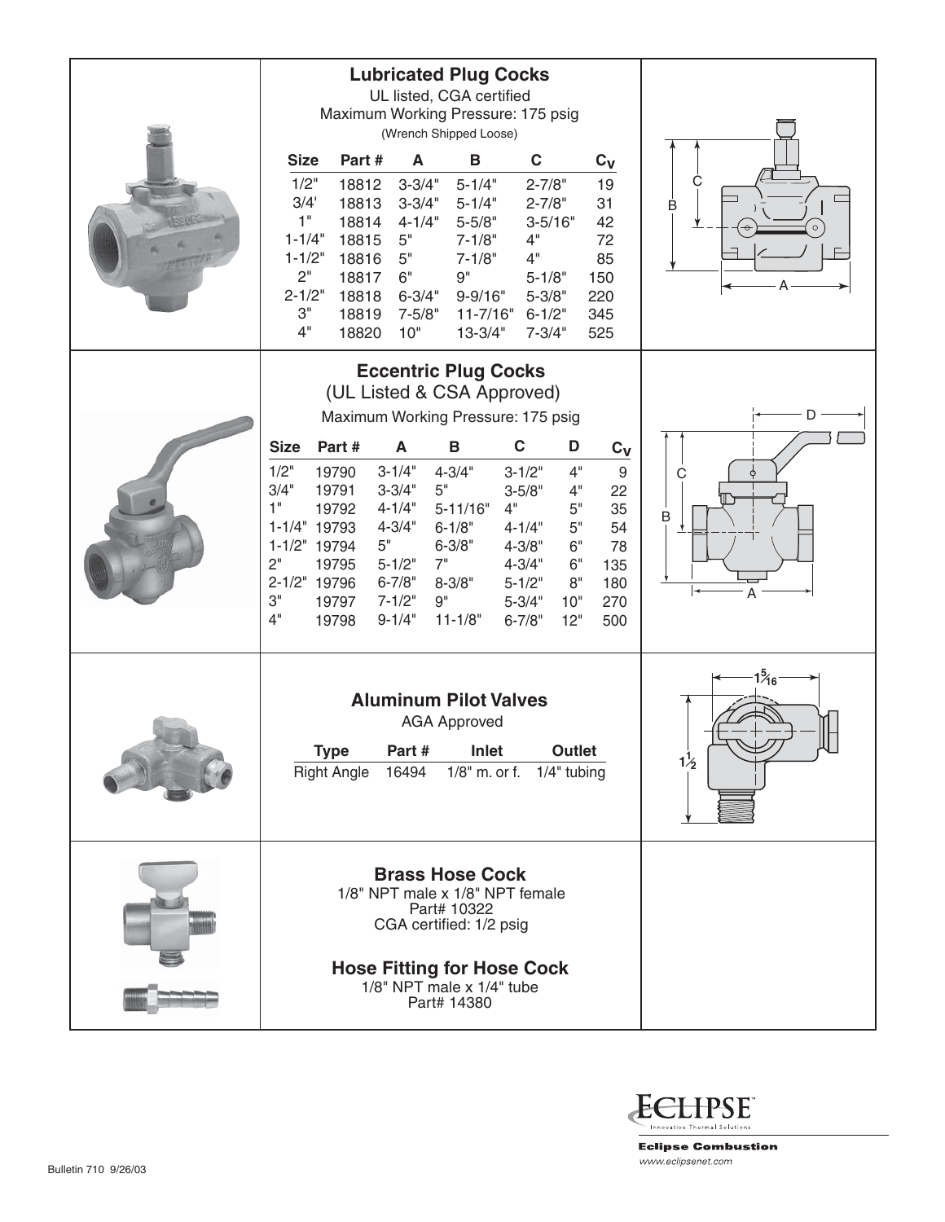## Lubricated Plug Cocks

UL listed, CGA certified
Maximum Working Pressure: 175 psig
(Wrench Shipped Loose)

| Size | Part # | A | B | C | $C_V$ |
|---|---|---|---|---|---|
| 1/2" | 18812 | 3-3/4" | 5-1/4" | 2-7/8" | 19 |
| 3/4' | 18813 | 3-3/4" | 5-1/4" | 2-7/8" | 31 |
| 1" | 18814 | 4-1/4" | 5-5/8" | 3-5/16" | 42 |
| 1-1/4" | 18815 | 5" | 7-1/8" | 4" | 72 |
| 1-1/2" | 18816 | 5" | 7-1/8" | 4" | 85 |
| 2" | 18817 | 6" | 9" | 5-1/8" | 150 |
| 2-1/2" | 18818 | 6-3/4" | 9-9/16" | 5-3/8" | 220 |
| 3" | 18819 | 7-5/8" | 11-7/16" | 6-1/2" | 345 |
| 4" | 18820 | 10" | 13-3/4" | 7-3/4" | 525 |

C
B
A

## Eccentric Plug Cocks

(UL Listed & CSA Approved)

Maximum Working Pressure: 175 psig

| Size | Part # | A | B | C | D | $C_V$ |
|---|---|---|---|---|---|---|
| 1/2" | 19790 | 3-1/4" | 4-3/4" | 3-1/2" | 4" | 9 |
| 3/4" | 19791 | 3-3/4" | 5" | 3-5/8" | 4" | 22 |
| 1" | 19792 | 4-1/4" | 5-11/16" | 4" | 5" | 35 |
| 1-1/4" | 19793 | 4-3/4" | 6-1/8" | 4-1/4" | 5" | 54 |
| 1-1/2" | 19794 | 5" | 6-3/8" | 4-3/8" | 6" | 78 |
| 2" | 19795 | 5-1/2" | 7" | 4-3/4" | 6" | 135 |
| 2-1/2" | 19796 | 6-7/8" | 8-3/8" | 5-1/2" | 8" | 180 |
| 3" | 19797 | 7-1/2" | 9" | 5-3/4" | 10" | 270 |
| 4" | 19798 | 9-1/4" | 11-1/8" | 6-7/8" | 12" | 500 |

D
C
B
A

## Aluminum Pilot Valves

AGA Approved

| Type | Part # | Inlet | Outlet |
|---|---|---|---|
| Right Angle | 16494 | 1/8" m. or f. | 1/4" tubing |

1 5/16
1 1/2

## Brass Hose Cock

1/8" NPT male x 1/8" NPT female
Part# 10322
CGA certified: 1/2 psig

## Hose Fitting for Hose Cock

1/8" NPT male x 1/4" tube
Part# 14380

ECLIPSE
Innovative Thermal Solutions
**Eclipse Combustion**
*www.eclipsenet.com*

Bulletin 710 9/26/03